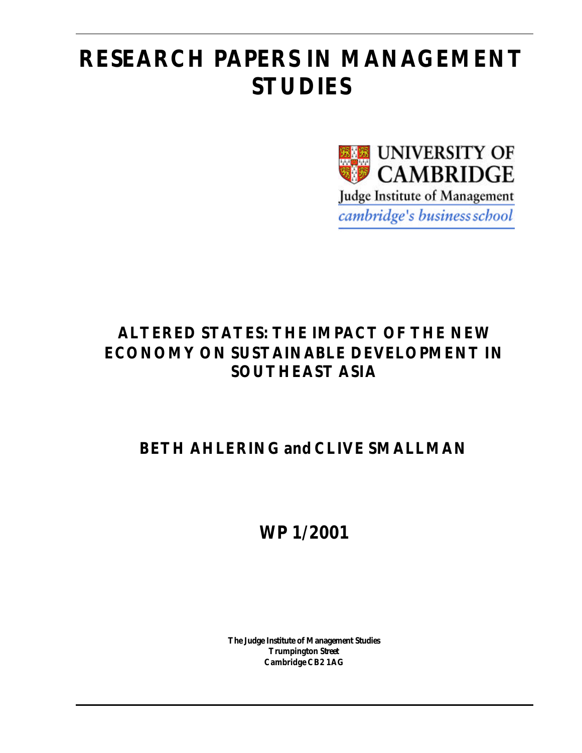# RESEARCH PAPERS IN MANAGEMENT STUDIES

UNIVERSITY OF CAMBRIDGE

Judge Institute of Management

*cambridge's business school*

## ALTERED STATES: THE IMPACT OF THE NEW ECONOMY ON SUSTAINABLE DEVELOPMENT IN SOUTHEAST ASIA

**BETH AHLERING and CLIVE SMALLMAN**

**WP 1/2001**

**The Judge Institute of Management Studies**
**Trumpington Street**
**Cambridge CB2 1AG**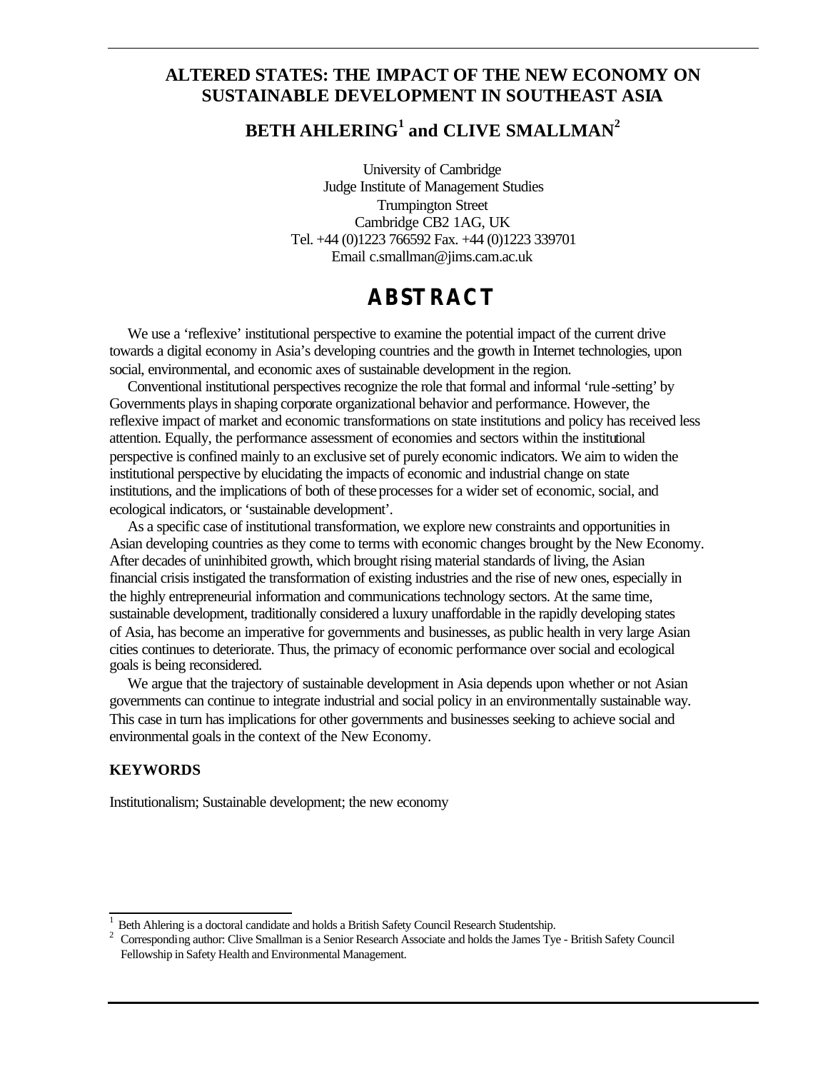# ALTERED STATES: THE IMPACT OF THE NEW ECONOMY ON SUSTAINABLE DEVELOPMENT IN SOUTHEAST ASIA

## BETH AHLERING[1] and CLIVE SMALLMAN[2]

University of Cambridge
Judge Institute of Management Studies
Trumpington Street
Cambridge CB2 1AG, UK
Tel. +44 (0)1223 766592 Fax. +44 (0)1223 339701
Email c.smallman@jims.cam.ac.uk

## ABSTRACT

We use a 'reflexive' institutional perspective to examine the potential impact of the current drive towards a digital economy in Asia's developing countries and the growth in Internet technologies, upon social, environmental, and economic axes of sustainable development in the region.

Conventional institutional perspectives recognize the role that formal and informal 'rule-setting' by Governments plays in shaping corporate organizational behavior and performance. However, the reflexive impact of market and economic transformations on state institutions and policy has received less attention. Equally, the performance assessment of economies and sectors within the institutional perspective is confined mainly to an exclusive set of purely economic indicators. We aim to widen the institutional perspective by elucidating the impacts of economic and industrial change on state institutions, and the implications of both of these processes for a wider set of economic, social, and ecological indicators, or 'sustainable development'.

As a specific case of institutional transformation, we explore new constraints and opportunities in Asian developing countries as they come to terms with economic changes brought by the New Economy. After decades of uninhibited growth, which brought rising material standards of living, the Asian financial crisis instigated the transformation of existing industries and the rise of new ones, especially in the highly entrepreneurial information and communications technology sectors. At the same time, sustainable development, traditionally considered a luxury unaffordable in the rapidly developing states of Asia, has become an imperative for governments and businesses, as public health in very large Asian cities continues to deteriorate. Thus, the primacy of economic performance over social and ecological goals is being reconsidered.

We argue that the trajectory of sustainable development in Asia depends upon whether or not Asian governments can continue to integrate industrial and social policy in an environmentally sustainable way. This case in turn has implications for other governments and businesses seeking to achieve social and environmental goals in the context of the New Economy.

### KEYWORDS

Institutionalism; Sustainable development; the new economy

---

[1] Beth Ahlering is a doctoral candidate and holds a British Safety Council Research Studentship.

[2] Corresponding author: Clive Smallman is a Senior Research Associate and holds the James Tye - British Safety Council Fellowship in Safety Health and Environmental Management.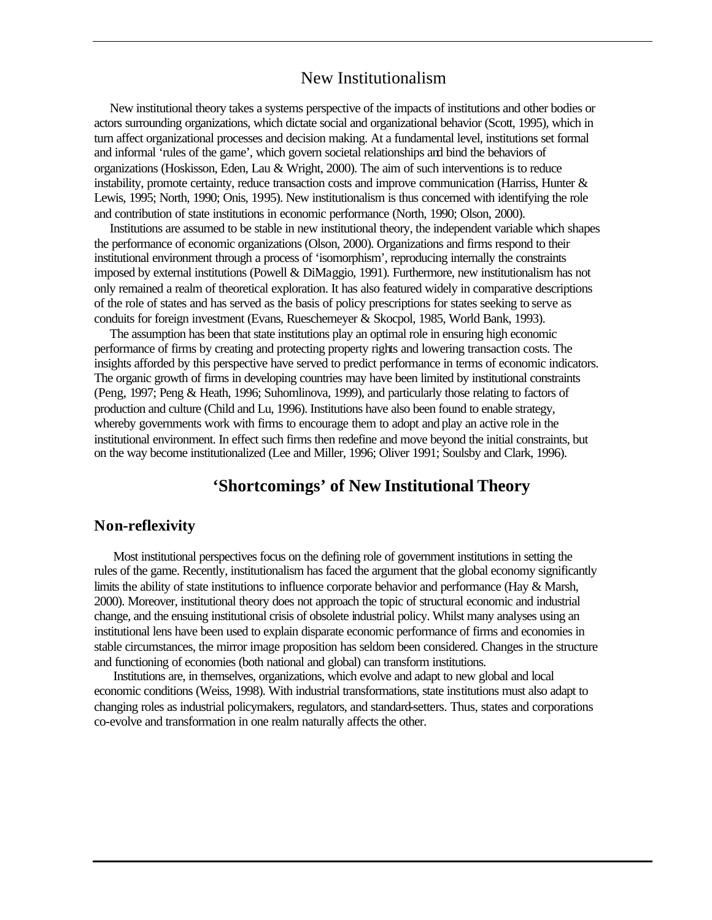## New Institutionalism

New institutional theory takes a systems perspective of the impacts of institutions and other bodies or actors surrounding organizations, which dictate social and organizational behavior (Scott, 1995), which in turn affect organizational processes and decision making. At a fundamental level, institutions set formal and informal 'rules of the game', which govern societal relationships and bind the behaviors of organizations (Hoskisson, Eden, Lau & Wright, 2000). The aim of such interventions is to reduce instability, promote certainty, reduce transaction costs and improve communication (Harriss, Hunter & Lewis, 1995; North, 1990; Onis, 1995). New institutionalism is thus concerned with identifying the role and contribution of state institutions in economic performance (North, 1990; Olson, 2000).

Institutions are assumed to be stable in new institutional theory, the independent variable which shapes the performance of economic organizations (Olson, 2000). Organizations and firms respond to their institutional environment through a process of 'isomorphism', reproducing internally the constraints imposed by external institutions (Powell & DiMaggio, 1991). Furthermore, new institutionalism has not only remained a realm of theoretical exploration. It has also featured widely in comparative descriptions of the role of states and has served as the basis of policy prescriptions for states seeking to serve as conduits for foreign investment (Evans, Rueschemeyer & Skocpol, 1985, World Bank, 1993).

The assumption has been that state institutions play an optimal role in ensuring high economic performance of firms by creating and protecting property rights and lowering transaction costs. The insights afforded by this perspective have served to predict performance in terms of economic indicators. The organic growth of firms in developing countries may have been limited by institutional constraints (Peng, 1997; Peng & Heath, 1996; Suhomlinova, 1999), and particularly those relating to factors of production and culture (Child and Lu, 1996). Institutions have also been found to enable strategy, whereby governments work with firms to encourage them to adopt and play an active role in the institutional environment. In effect such firms then redefine and move beyond the initial constraints, but on the way become institutionalized (Lee and Miller, 1996; Oliver 1991; Soulsby and Clark, 1996).

## 'Shortcomings' of New Institutional Theory

### Non-reflexivity

Most institutional perspectives focus on the defining role of government institutions in setting the rules of the game. Recently, institutionalism has faced the argument that the global economy significantly limits the ability of state institutions to influence corporate behavior and performance (Hay & Marsh, 2000). Moreover, institutional theory does not approach the topic of structural economic and industrial change, and the ensuing institutional crisis of obsolete industrial policy. Whilst many analyses using an institutional lens have been used to explain disparate economic performance of firms and economies in stable circumstances, the mirror image proposition has seldom been considered. Changes in the structure and functioning of economies (both national and global) can transform institutions.

Institutions are, in themselves, organizations, which evolve and adapt to new global and local economic conditions (Weiss, 1998). With industrial transformations, state institutions must also adapt to changing roles as industrial policymakers, regulators, and standard-setters. Thus, states and corporations co-evolve and transformation in one realm naturally affects the other.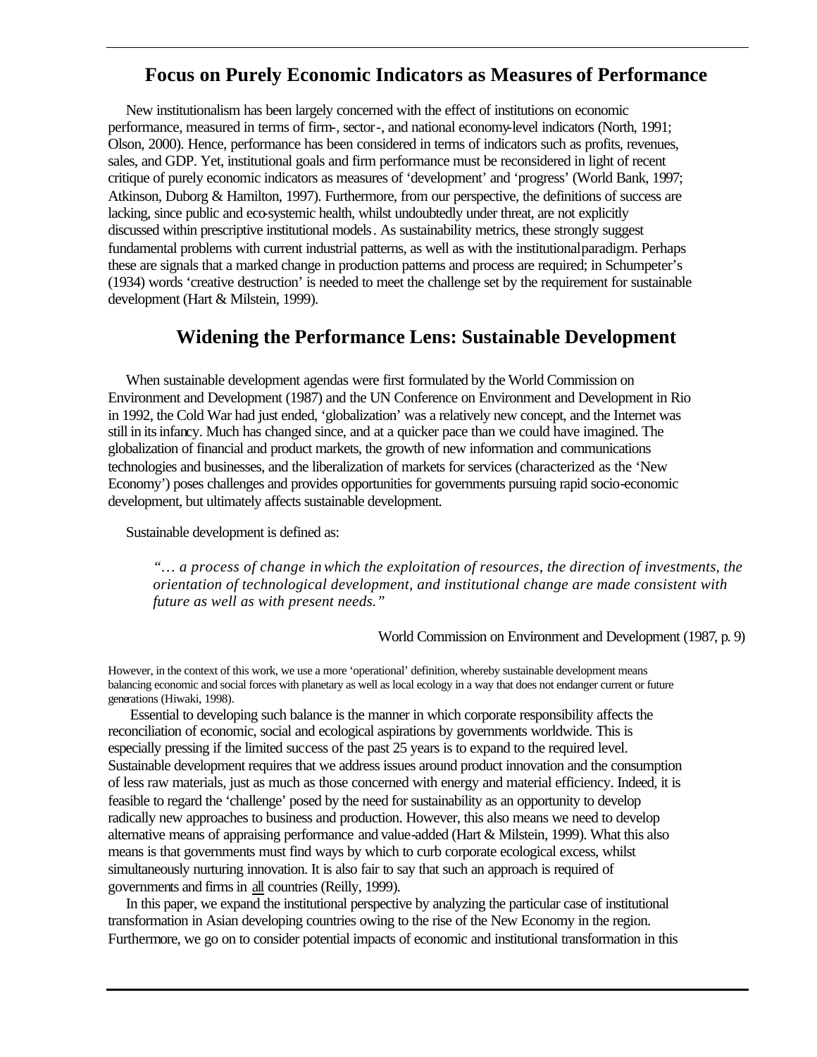## Focus on Purely Economic Indicators as Measures of Performance

New institutionalism has been largely concerned with the effect of institutions on economic performance, measured in terms of firm-, sector-, and national economy-level indicators (North, 1991; Olson, 2000). Hence, performance has been considered in terms of indicators such as profits, revenues, sales, and GDP. Yet, institutional goals and firm performance must be reconsidered in light of recent critique of purely economic indicators as measures of 'development' and 'progress' (World Bank, 1997; Atkinson, Duborg & Hamilton, 1997). Furthermore, from our perspective, the definitions of success are lacking, since public and eco-systemic health, whilst undoubtedly under threat, are not explicitly discussed within prescriptive institutional models. As sustainability metrics, these strongly suggest fundamental problems with current industrial patterns, as well as with the institutional paradigm. Perhaps these are signals that a marked change in production patterns and process are required; in Schumpeter's (1934) words 'creative destruction' is needed to meet the challenge set by the requirement for sustainable development (Hart & Milstein, 1999).

## Widening the Performance Lens: Sustainable Development

When sustainable development agendas were first formulated by the World Commission on Environment and Development (1987) and the UN Conference on Environment and Development in Rio in 1992, the Cold War had just ended, 'globalization' was a relatively new concept, and the Internet was still in its infancy. Much has changed since, and at a quicker pace than we could have imagined. The globalization of financial and product markets, the growth of new information and communications technologies and businesses, and the liberalization of markets for services (characterized as the 'New Economy') poses challenges and provides opportunities for governments pursuing rapid socio-economic development, but ultimately affects sustainable development.

Sustainable development is defined as:

> *"… a process of change in which the exploitation of resources, the direction of investments, the orientation of technological development, and institutional change are made consistent with future as well as with present needs."*
>
> World Commission on Environment and Development (1987, p. 9)

However, in the context of this work, we use a more 'operational' definition, whereby sustainable development means balancing economic and social forces with planetary as well as local ecology in a way that does not endanger current or future generations (Hiwaki, 1998).

Essential to developing such balance is the manner in which corporate responsibility affects the reconciliation of economic, social and ecological aspirations by governments worldwide. This is especially pressing if the limited success of the past 25 years is to expand to the required level. Sustainable development requires that we address issues around product innovation and the consumption of less raw materials, just as much as those concerned with energy and material efficiency. Indeed, it is feasible to regard the 'challenge' posed by the need for sustainability as an opportunity to develop radically new approaches to business and production. However, this also means we need to develop alternative means of appraising performance and value-added (Hart & Milstein, 1999). What this also means is that governments must find ways by which to curb corporate ecological excess, whilst simultaneously nurturing innovation. It is also fair to say that such an approach is required of governments and firms in <u>all</u> countries (Reilly, 1999).

In this paper, we expand the institutional perspective by analyzing the particular case of institutional transformation in Asian developing countries owing to the rise of the New Economy in the region. Furthermore, we go on to consider potential impacts of economic and institutional transformation in this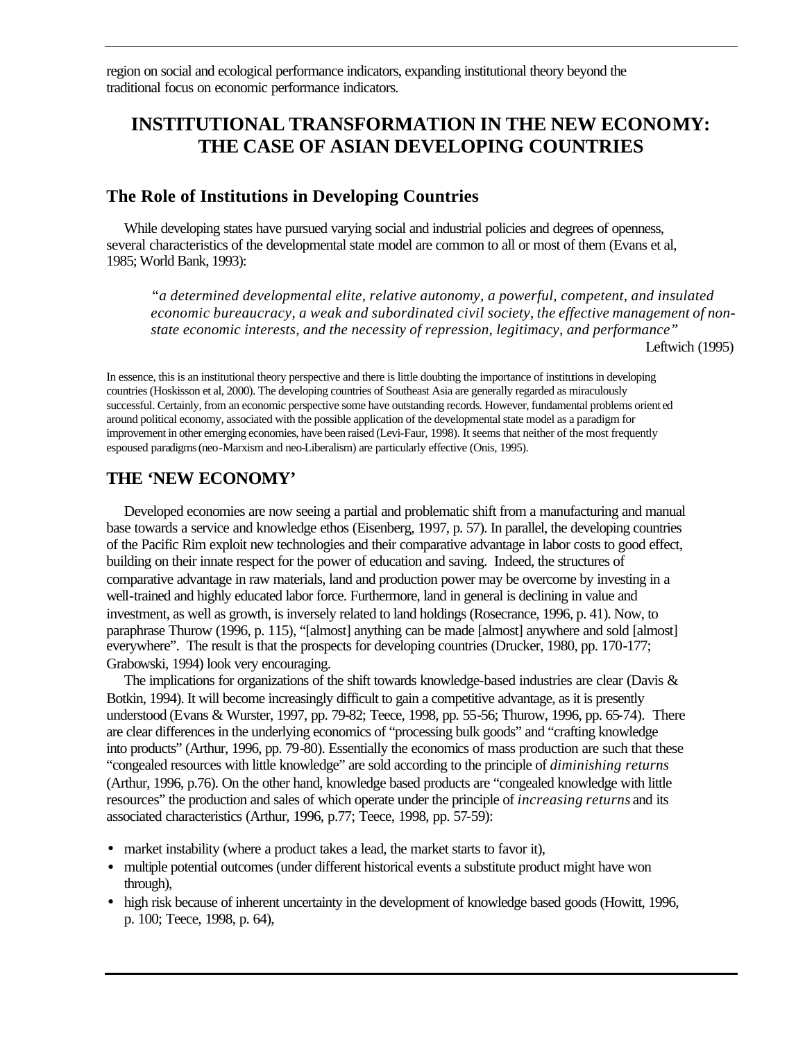region on social and ecological performance indicators, expanding institutional theory beyond the traditional focus on economic performance indicators.

# INSTITUTIONAL TRANSFORMATION IN THE NEW ECONOMY: THE CASE OF ASIAN DEVELOPING COUNTRIES

## The Role of Institutions in Developing Countries

While developing states have pursued varying social and industrial policies and degrees of openness, several characteristics of the developmental state model are common to all or most of them (Evans et al, 1985; World Bank, 1993):

> *"a determined developmental elite, relative autonomy, a powerful, competent, and insulated economic bureaucracy, a weak and subordinated civil society, the effective management of non-state economic interests, and the necessity of repression, legitimacy, and performance"*
>
> Leftwich (1995)

In essence, this is an institutional theory perspective and there is little doubting the importance of institutions in developing countries (Hoskisson et al, 2000). The developing countries of Southeast Asia are generally regarded as miraculously successful. Certainly, from an economic perspective some have outstanding records. However, fundamental problems oriented around political economy, associated with the possible application of the developmental state model as a paradigm for improvement in other emerging economies, have been raised (Levi-Faur, 1998). It seems that neither of the most frequently espoused paradigms (neo-Marxism and neo-Liberalism) are particularly effective (Onis, 1995).

## THE 'NEW ECONOMY'

Developed economies are now seeing a partial and problematic shift from a manufacturing and manual base towards a service and knowledge ethos (Eisenberg, 1997, p. 57). In parallel, the developing countries of the Pacific Rim exploit new technologies and their comparative advantage in labor costs to good effect, building on their innate respect for the power of education and saving. Indeed, the structures of comparative advantage in raw materials, land and production power may be overcome by investing in a well-trained and highly educated labor force. Furthermore, land in general is declining in value and investment, as well as growth, is inversely related to land holdings (Rosecrance, 1996, p. 41). Now, to paraphrase Thurow (1996, p. 115), "[almost] anything can be made [almost] anywhere and sold [almost] everywhere". The result is that the prospects for developing countries (Drucker, 1980, pp. 170-177; Grabowski, 1994) look very encouraging.

The implications for organizations of the shift towards knowledge-based industries are clear (Davis & Botkin, 1994). It will become increasingly difficult to gain a competitive advantage, as it is presently understood (Evans & Wurster, 1997, pp. 79-82; Teece, 1998, pp. 55-56; Thurow, 1996, pp. 65-74). There are clear differences in the underlying economics of "processing bulk goods" and "crafting knowledge into products" (Arthur, 1996, pp. 79-80). Essentially the economics of mass production are such that these "congealed resources with little knowledge" are sold according to the principle of *diminishing returns* (Arthur, 1996, p.76). On the other hand, knowledge based products are "congealed knowledge with little resources" the production and sales of which operate under the principle of *increasing returns* and its associated characteristics (Arthur, 1996, p.77; Teece, 1998, pp. 57-59):

- market instability (where a product takes a lead, the market starts to favor it),
- multiple potential outcomes (under different historical events a substitute product might have won through),
- high risk because of inherent uncertainty in the development of knowledge based goods (Howitt, 1996, p. 100; Teece, 1998, p. 64),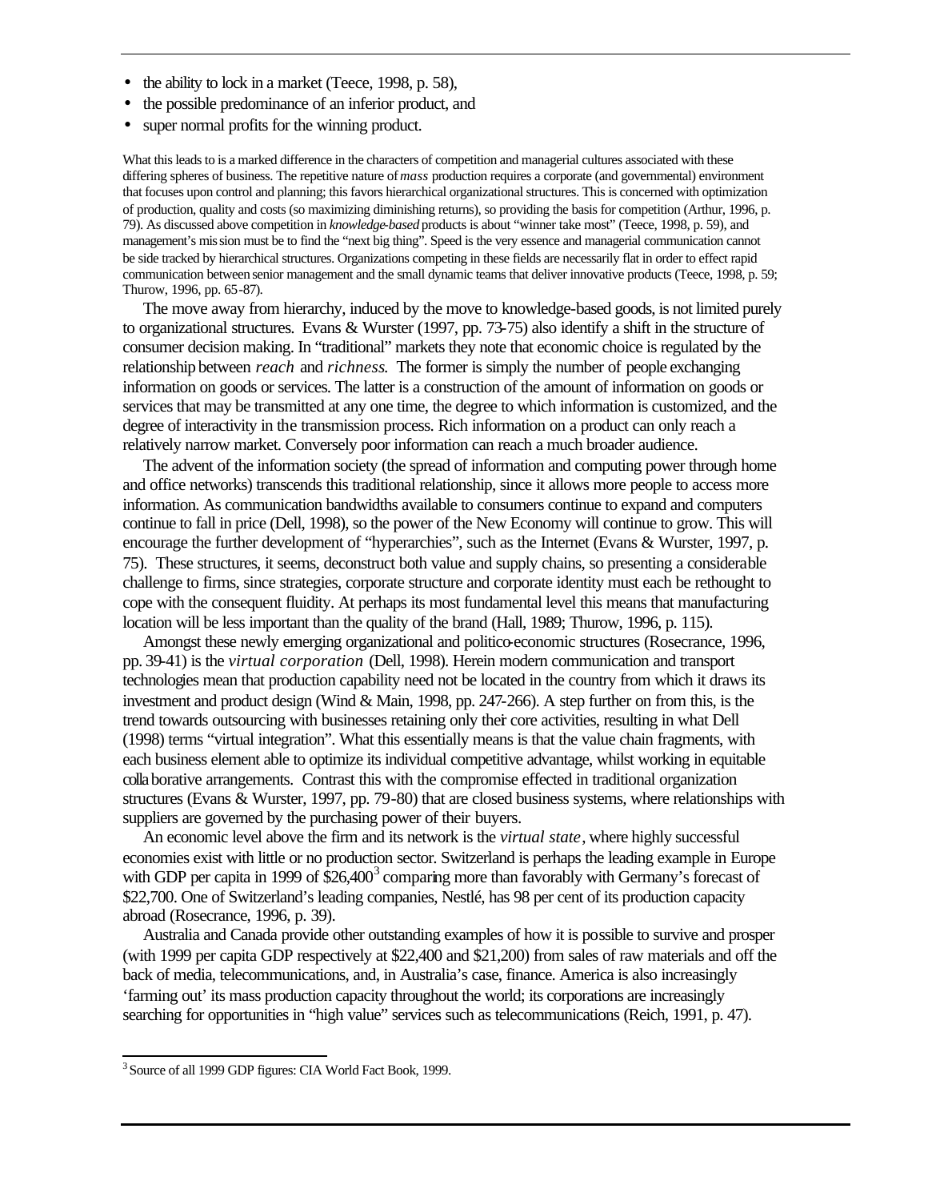- the ability to lock in a market (Teece, 1998, p. 58),
- the possible predominance of an inferior product, and
- super normal profits for the winning product.

What this leads to is a marked difference in the characters of competition and managerial cultures associated with these differing spheres of business. The repetitive nature of *mass* production requires a corporate (and governmental) environment that focuses upon control and planning; this favors hierarchical organizational structures. This is concerned with optimization of production, quality and costs (so maximizing diminishing returns), so providing the basis for competition (Arthur, 1996, p. 79). As discussed above competition in *knowledge-based* products is about "winner take most" (Teece, 1998, p. 59), and management's mission must be to find the "next big thing". Speed is the very essence and managerial communication cannot be side tracked by hierarchical structures. Organizations competing in these fields are necessarily flat in order to effect rapid communication between senior management and the small dynamic teams that deliver innovative products (Teece, 1998, p. 59; Thurow, 1996, pp. 65-87).

The move away from hierarchy, induced by the move to knowledge-based goods, is not limited purely to organizational structures. Evans & Wurster (1997, pp. 73-75) also identify a shift in the structure of consumer decision making. In "traditional" markets they note that economic choice is regulated by the relationship between *reach* and *richness*. The former is simply the number of people exchanging information on goods or services. The latter is a construction of the amount of information on goods or services that may be transmitted at any one time, the degree to which information is customized, and the degree of interactivity in the transmission process. Rich information on a product can only reach a relatively narrow market. Conversely poor information can reach a much broader audience.

The advent of the information society (the spread of information and computing power through home and office networks) transcends this traditional relationship, since it allows more people to access more information. As communication bandwidths available to consumers continue to expand and computers continue to fall in price (Dell, 1998), so the power of the New Economy will continue to grow. This will encourage the further development of "hyperarchies", such as the Internet (Evans & Wurster, 1997, p. 75). These structures, it seems, deconstruct both value and supply chains, so presenting a considerable challenge to firms, since strategies, corporate structure and corporate identity must each be rethought to cope with the consequent fluidity. At perhaps its most fundamental level this means that manufacturing location will be less important than the quality of the brand (Hall, 1989; Thurow, 1996, p. 115).

Amongst these newly emerging organizational and politico-economic structures (Rosecrance, 1996, pp. 39-41) is the *virtual corporation* (Dell, 1998). Herein modern communication and transport technologies mean that production capability need not be located in the country from which it draws its investment and product design (Wind & Main, 1998, pp. 247-266). A step further on from this, is the trend towards outsourcing with businesses retaining only their core activities, resulting in what Dell (1998) terms "virtual integration". What this essentially means is that the value chain fragments, with each business element able to optimize its individual competitive advantage, whilst working in equitable collaborative arrangements. Contrast this with the compromise effected in traditional organization structures (Evans & Wurster, 1997, pp. 79-80) that are closed business systems, where relationships with suppliers are governed by the purchasing power of their buyers.

An economic level above the firm and its network is the *virtual state*, where highly successful economies exist with little or no production sector. Switzerland is perhaps the leading example in Europe with GDP per capita in 1999 of $26,400[3] comparing more than favorably with Germany's forecast of $22,700. One of Switzerland's leading companies, Nestlé, has 98 per cent of its production capacity abroad (Rosecrance, 1996, p. 39).

Australia and Canada provide other outstanding examples of how it is possible to survive and prosper (with 1999 per capita GDP respectively at $22,400 and $21,200) from sales of raw materials and off the back of media, telecommunications, and, in Australia's case, finance. America is also increasingly 'farming out' its mass production capacity throughout the world; its corporations are increasingly searching for opportunities in "high value" services such as telecommunications (Reich, 1991, p. 47).

---

[3] Source of all 1999 GDP figures: CIA World Fact Book, 1999.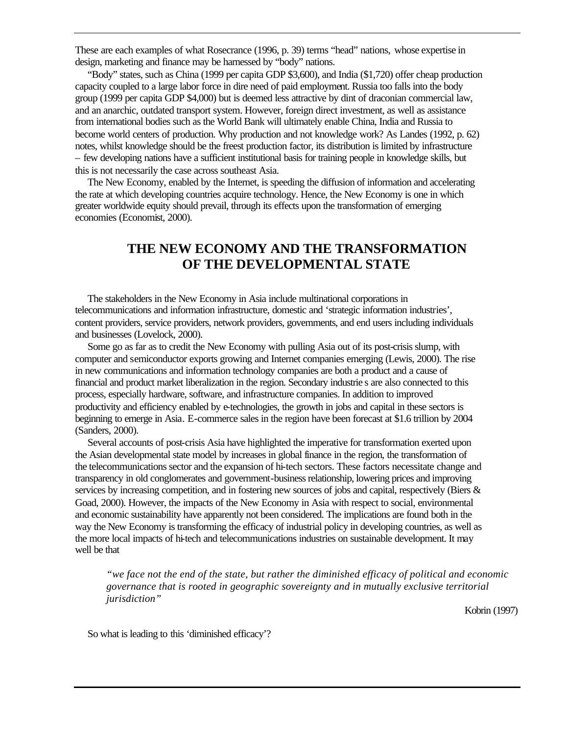These are each examples of what Rosecrance (1996, p. 39) terms "head" nations, whose expertise in design, marketing and finance may be harnessed by "body" nations.

"Body" states, such as China (1999 per capita GDP $3,600), and India ($1,720) offer cheap production capacity coupled to a large labor force in dire need of paid employment. Russia too falls into the body group (1999 per capita GDP $4,000) but is deemed less attractive by dint of draconian commercial law, and an anarchic, outdated transport system. However, foreign direct investment, as well as assistance from international bodies such as the World Bank will ultimately enable China, India and Russia to become world centers of production. Why production and not knowledge work? As Landes (1992, p. 62) notes, whilst knowledge should be the freest production factor, its distribution is limited by infrastructure – few developing nations have a sufficient institutional basis for training people in knowledge skills, but this is not necessarily the case across southeast Asia.

The New Economy, enabled by the Internet, is speeding the diffusion of information and accelerating the rate at which developing countries acquire technology. Hence, the New Economy is one in which greater worldwide equity should prevail, through its effects upon the transformation of emerging economies (Economist, 2000).

## THE NEW ECONOMY AND THE TRANSFORMATION OF THE DEVELOPMENTAL STATE

The stakeholders in the New Economy in Asia include multinational corporations in telecommunications and information infrastructure, domestic and 'strategic information industries', content providers, service providers, network providers, governments, and end users including individuals and businesses (Lovelock, 2000).

Some go as far as to credit the New Economy with pulling Asia out of its post-crisis slump, with computer and semiconductor exports growing and Internet companies emerging (Lewis, 2000). The rise in new communications and information technology companies are both a product and a cause of financial and product market liberalization in the region. Secondary industries are also connected to this process, especially hardware, software, and infrastructure companies. In addition to improved productivity and efficiency enabled by e-technologies, the growth in jobs and capital in these sectors is beginning to emerge in Asia. E-commerce sales in the region have been forecast at $1.6 trillion by 2004 (Sanders, 2000).

Several accounts of post-crisis Asia have highlighted the imperative for transformation exerted upon the Asian developmental state model by increases in global finance in the region, the transformation of the telecommunications sector and the expansion of hi-tech sectors. These factors necessitate change and transparency in old conglomerates and government-business relationship, lowering prices and improving services by increasing competition, and in fostering new sources of jobs and capital, respectively (Biers & Goad, 2000). However, the impacts of the New Economy in Asia with respect to social, environmental and economic sustainability have apparently not been considered. The implications are found both in the way the New Economy is transforming the efficacy of industrial policy in developing countries, as well as the more local impacts of hi-tech and telecommunications industries on sustainable development. It may well be that

> *"we face not the end of the state, but rather the diminished efficacy of political and economic governance that is rooted in geographic sovereignty and in mutually exclusive territorial jurisdiction"*
>
> Kobrin (1997)

So what is leading to this 'diminished efficacy'?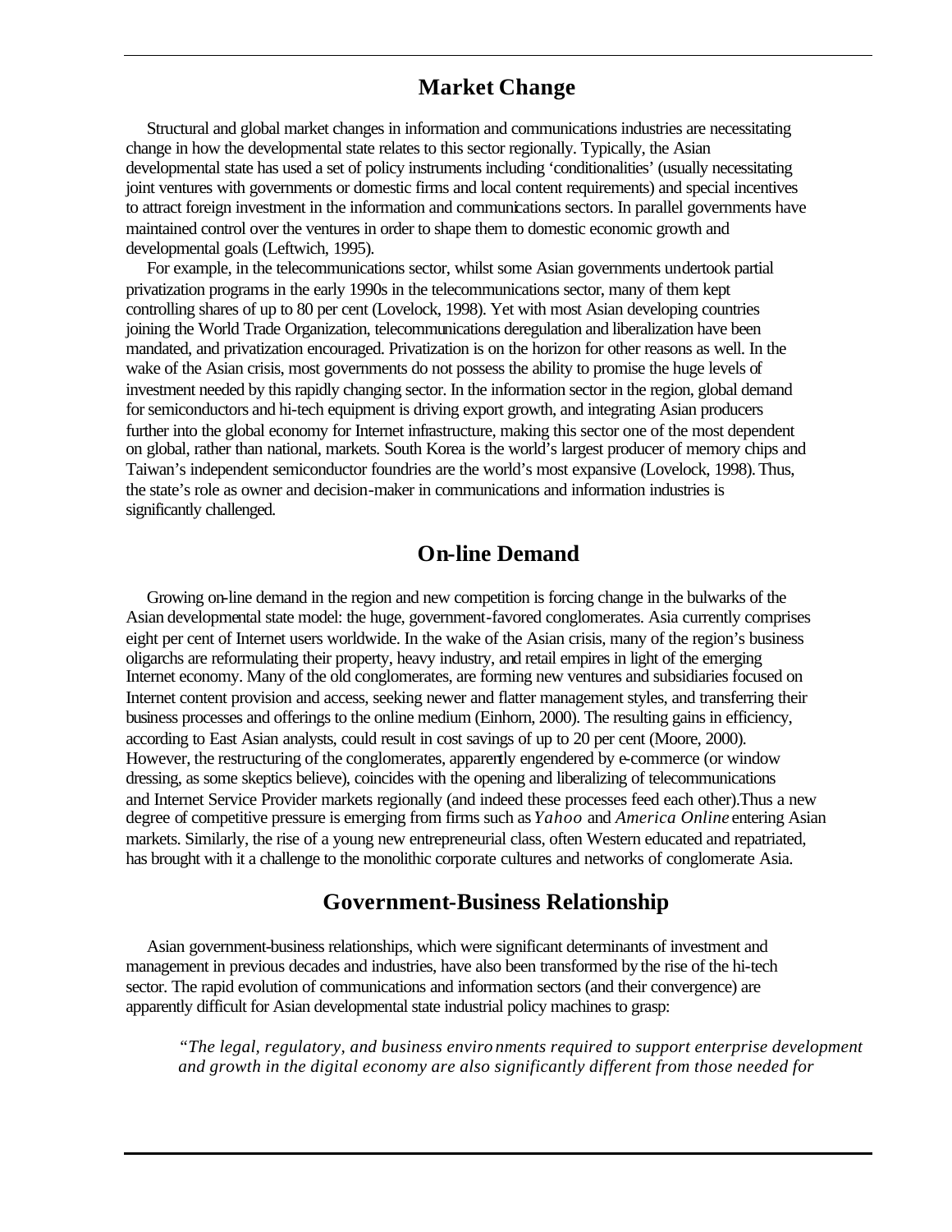## Market Change

Structural and global market changes in information and communications industries are necessitating change in how the developmental state relates to this sector regionally. Typically, the Asian developmental state has used a set of policy instruments including 'conditionalities' (usually necessitating joint ventures with governments or domestic firms and local content requirements) and special incentives to attract foreign investment in the information and communications sectors. In parallel governments have maintained control over the ventures in order to shape them to domestic economic growth and developmental goals (Leftwich, 1995).

For example, in the telecommunications sector, whilst some Asian governments undertook partial privatization programs in the early 1990s in the telecommunications sector, many of them kept controlling shares of up to 80 per cent (Lovelock, 1998). Yet with most Asian developing countries joining the World Trade Organization, telecommunications deregulation and liberalization have been mandated, and privatization encouraged. Privatization is on the horizon for other reasons as well. In the wake of the Asian crisis, most governments do not possess the ability to promise the huge levels of investment needed by this rapidly changing sector. In the information sector in the region, global demand for semiconductors and hi-tech equipment is driving export growth, and integrating Asian producers further into the global economy for Internet infrastructure, making this sector one of the most dependent on global, rather than national, markets. South Korea is the world's largest producer of memory chips and Taiwan's independent semiconductor foundries are the world's most expansive (Lovelock, 1998). Thus, the state's role as owner and decision-maker in communications and information industries is significantly challenged.

## On-line Demand

Growing on-line demand in the region and new competition is forcing change in the bulwarks of the Asian developmental state model: the huge, government-favored conglomerates. Asia currently comprises eight per cent of Internet users worldwide. In the wake of the Asian crisis, many of the region's business oligarchs are reformulating their property, heavy industry, and retail empires in light of the emerging Internet economy. Many of the old conglomerates, are forming new ventures and subsidiaries focused on Internet content provision and access, seeking newer and flatter management styles, and transferring their business processes and offerings to the online medium (Einhorn, 2000). The resulting gains in efficiency, according to East Asian analysts, could result in cost savings of up to 20 per cent (Moore, 2000). However, the restructuring of the conglomerates, apparently engendered by e-commerce (or window dressing, as some skeptics believe), coincides with the opening and liberalizing of telecommunications and Internet Service Provider markets regionally (and indeed these processes feed each other).Thus a new degree of competitive pressure is emerging from firms such as *Yahoo* and *America Online* entering Asian markets. Similarly, the rise of a young new entrepreneurial class, often Western educated and repatriated, has brought with it a challenge to the monolithic corporate cultures and networks of conglomerate Asia.

## Government-Business Relationship

Asian government-business relationships, which were significant determinants of investment and management in previous decades and industries, have also been transformed by the rise of the hi-tech sector. The rapid evolution of communications and information sectors (and their convergence) are apparently difficult for Asian developmental state industrial policy machines to grasp:

> *"The legal, regulatory, and business environments required to support enterprise development and growth in the digital economy are also significantly different from those needed for*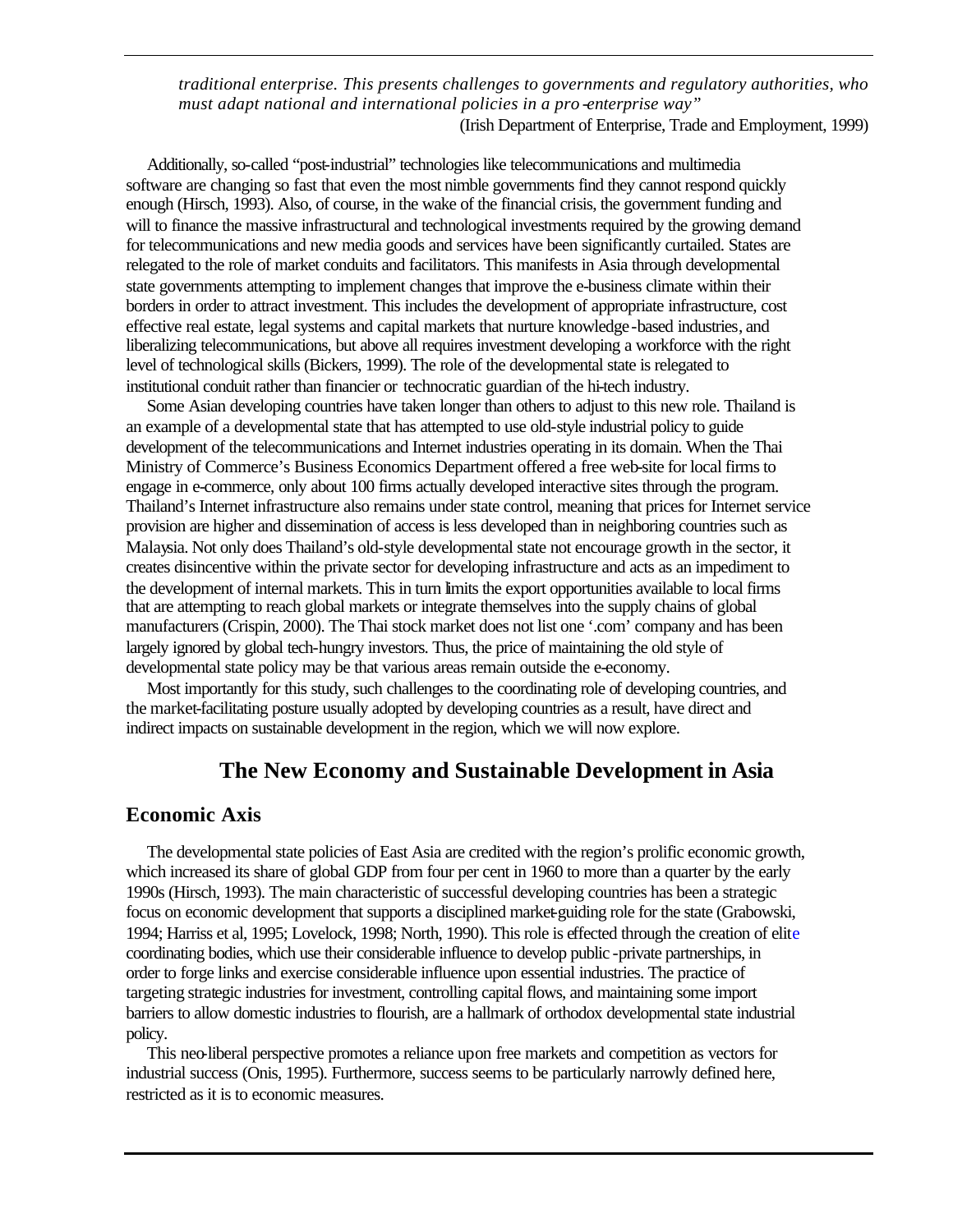*traditional enterprise. This presents challenges to governments and regulatory authorities, who must adapt national and international policies in a pro-enterprise way"*

(Irish Department of Enterprise, Trade and Employment, 1999)

Additionally, so-called "post-industrial" technologies like telecommunications and multimedia software are changing so fast that even the most nimble governments find they cannot respond quickly enough (Hirsch, 1993). Also, of course, in the wake of the financial crisis, the government funding and will to finance the massive infrastructural and technological investments required by the growing demand for telecommunications and new media goods and services have been significantly curtailed. States are relegated to the role of market conduits and facilitators. This manifests in Asia through developmental state governments attempting to implement changes that improve the e-business climate within their borders in order to attract investment. This includes the development of appropriate infrastructure, cost effective real estate, legal systems and capital markets that nurture knowledge-based industries, and liberalizing telecommunications, but above all requires investment developing a workforce with the right level of technological skills (Bickers, 1999). The role of the developmental state is relegated to institutional conduit rather than financier or technocratic guardian of the hi-tech industry.

Some Asian developing countries have taken longer than others to adjust to this new role. Thailand is an example of a developmental state that has attempted to use old-style industrial policy to guide development of the telecommunications and Internet industries operating in its domain. When the Thai Ministry of Commerce's Business Economics Department offered a free web-site for local firms to engage in e-commerce, only about 100 firms actually developed interactive sites through the program. Thailand's Internet infrastructure also remains under state control, meaning that prices for Internet service provision are higher and dissemination of access is less developed than in neighboring countries such as Malaysia. Not only does Thailand's old-style developmental state not encourage growth in the sector, it creates disincentive within the private sector for developing infrastructure and acts as an impediment to the development of internal markets. This in turn limits the export opportunities available to local firms that are attempting to reach global markets or integrate themselves into the supply chains of global manufacturers (Crispin, 2000). The Thai stock market does not list one '.com' company and has been largely ignored by global tech-hungry investors. Thus, the price of maintaining the old style of developmental state policy may be that various areas remain outside the e-economy.

Most importantly for this study, such challenges to the coordinating role of developing countries, and the market-facilitating posture usually adopted by developing countries as a result, have direct and indirect impacts on sustainable development in the region, which we will now explore.

## The New Economy and Sustainable Development in Asia

### Economic Axis

The developmental state policies of East Asia are credited with the region's prolific economic growth, which increased its share of global GDP from four per cent in 1960 to more than a quarter by the early 1990s (Hirsch, 1993). The main characteristic of successful developing countries has been a strategic focus on economic development that supports a disciplined market-guiding role for the state (Grabowski, 1994; Harriss et al, 1995; Lovelock, 1998; North, 1990). This role is effected through the creation of elite coordinating bodies, which use their considerable influence to develop public-private partnerships, in order to forge links and exercise considerable influence upon essential industries. The practice of targeting strategic industries for investment, controlling capital flows, and maintaining some import barriers to allow domestic industries to flourish, are a hallmark of orthodox developmental state industrial policy.

This neo-liberal perspective promotes a reliance upon free markets and competition as vectors for industrial success (Onis, 1995). Furthermore, success seems to be particularly narrowly defined here, restricted as it is to economic measures.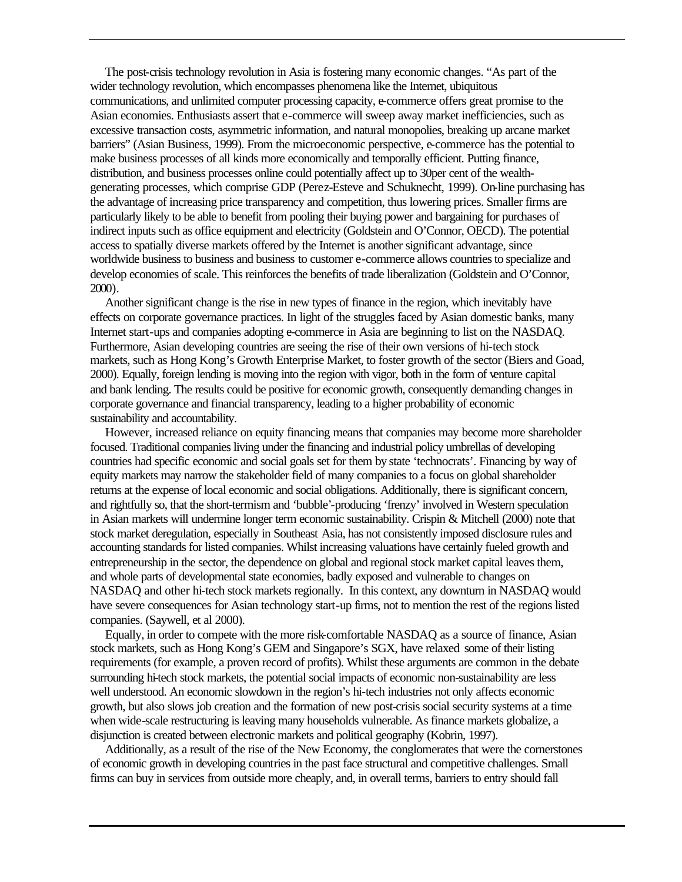The post-crisis technology revolution in Asia is fostering many economic changes. "As part of the wider technology revolution, which encompasses phenomena like the Internet, ubiquitous communications, and unlimited computer processing capacity, e-commerce offers great promise to the Asian economies. Enthusiasts assert that e-commerce will sweep away market inefficiencies, such as excessive transaction costs, asymmetric information, and natural monopolies, breaking up arcane market barriers" (Asian Business, 1999). From the microeconomic perspective, e-commerce has the potential to make business processes of all kinds more economically and temporally efficient. Putting finance, distribution, and business processes online could potentially affect up to 30per cent of the wealth-generating processes, which comprise GDP (Perez-Esteve and Schuknecht, 1999). On-line purchasing has the advantage of increasing price transparency and competition, thus lowering prices. Smaller firms are particularly likely to be able to benefit from pooling their buying power and bargaining for purchases of indirect inputs such as office equipment and electricity (Goldstein and O'Connor, OECD). The potential access to spatially diverse markets offered by the Internet is another significant advantage, since worldwide business to business and business to customer e-commerce allows countries to specialize and develop economies of scale. This reinforces the benefits of trade liberalization (Goldstein and O'Connor, 2000).

Another significant change is the rise in new types of finance in the region, which inevitably have effects on corporate governance practices. In light of the struggles faced by Asian domestic banks, many Internet start-ups and companies adopting e-commerce in Asia are beginning to list on the NASDAQ. Furthermore, Asian developing countries are seeing the rise of their own versions of hi-tech stock markets, such as Hong Kong's Growth Enterprise Market, to foster growth of the sector (Biers and Goad, 2000). Equally, foreign lending is moving into the region with vigor, both in the form of venture capital and bank lending. The results could be positive for economic growth, consequently demanding changes in corporate governance and financial transparency, leading to a higher probability of economic sustainability and accountability.

However, increased reliance on equity financing means that companies may become more shareholder focused. Traditional companies living under the financing and industrial policy umbrellas of developing countries had specific economic and social goals set for them by state 'technocrats'. Financing by way of equity markets may narrow the stakeholder field of many companies to a focus on global shareholder returns at the expense of local economic and social obligations. Additionally, there is significant concern, and rightfully so, that the short-termism and 'bubble'-producing 'frenzy' involved in Western speculation in Asian markets will undermine longer term economic sustainability. Crispin & Mitchell (2000) note that stock market deregulation, especially in Southeast Asia, has not consistently imposed disclosure rules and accounting standards for listed companies. Whilst increasing valuations have certainly fueled growth and entrepreneurship in the sector, the dependence on global and regional stock market capital leaves them, and whole parts of developmental state economies, badly exposed and vulnerable to changes on NASDAQ and other hi-tech stock markets regionally. In this context, any downturn in NASDAQ would have severe consequences for Asian technology start-up firms, not to mention the rest of the regions listed companies. (Saywell, et al 2000).

Equally, in order to compete with the more risk-comfortable NASDAQ as a source of finance, Asian stock markets, such as Hong Kong's GEM and Singapore's SGX, have relaxed some of their listing requirements (for example, a proven record of profits). Whilst these arguments are common in the debate surrounding hi-tech stock markets, the potential social impacts of economic non-sustainability are less well understood. An economic slowdown in the region's hi-tech industries not only affects economic growth, but also slows job creation and the formation of new post-crisis social security systems at a time when wide-scale restructuring is leaving many households vulnerable. As finance markets globalize, a disjunction is created between electronic markets and political geography (Kobrin, 1997).

Additionally, as a result of the rise of the New Economy, the conglomerates that were the cornerstones of economic growth in developing countries in the past face structural and competitive challenges. Small firms can buy in services from outside more cheaply, and, in overall terms, barriers to entry should fall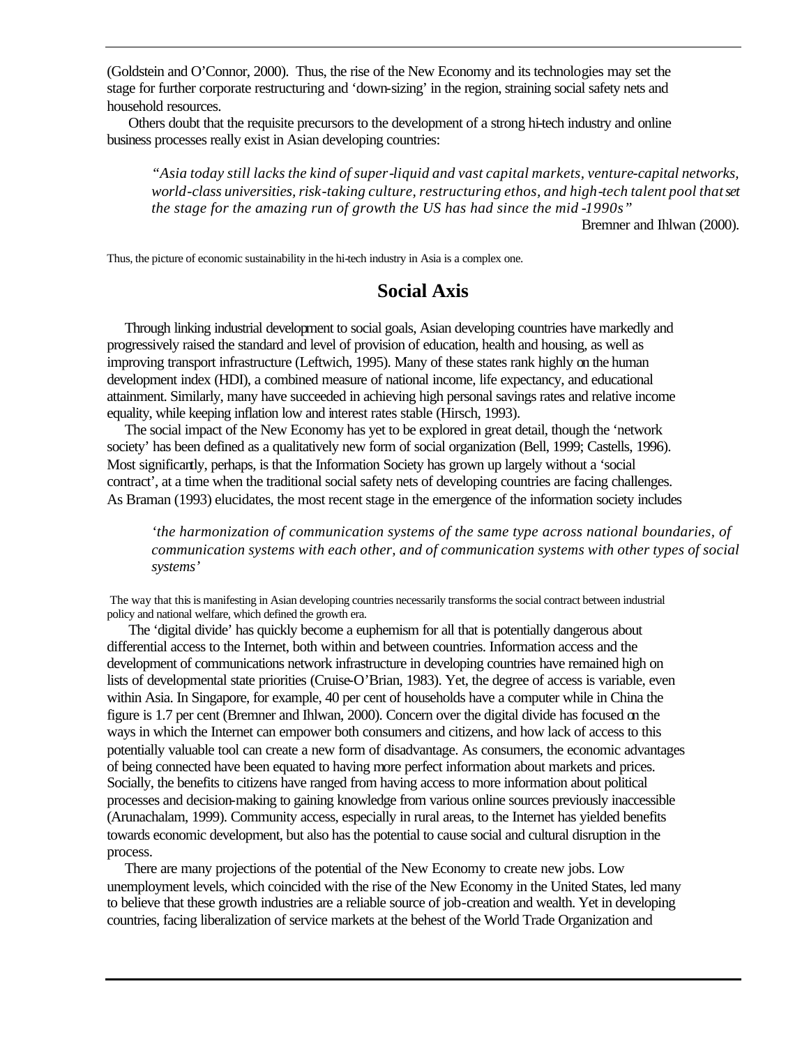(Goldstein and O'Connor, 2000). Thus, the rise of the New Economy and its technologies may set the stage for further corporate restructuring and 'down-sizing' in the region, straining social safety nets and household resources.

Others doubt that the requisite precursors to the development of a strong hi-tech industry and online business processes really exist in Asian developing countries:

> *"Asia today still lacks the kind of super-liquid and vast capital markets, venture-capital networks, world-class universities, risk-taking culture, restructuring ethos, and high-tech talent pool that set the stage for the amazing run of growth the US has had since the mid-1990s"*
>
> Bremner and Ihlwan (2000).

Thus, the picture of economic sustainability in the hi-tech industry in Asia is a complex one.

## Social Axis

Through linking industrial development to social goals, Asian developing countries have markedly and progressively raised the standard and level of provision of education, health and housing, as well as improving transport infrastructure (Leftwich, 1995). Many of these states rank highly on the human development index (HDI), a combined measure of national income, life expectancy, and educational attainment. Similarly, many have succeeded in achieving high personal savings rates and relative income equality, while keeping inflation low and interest rates stable (Hirsch, 1993).

The social impact of the New Economy has yet to be explored in great detail, though the 'network society' has been defined as a qualitatively new form of social organization (Bell, 1999; Castells, 1996). Most significantly, perhaps, is that the Information Society has grown up largely without a 'social contract', at a time when the traditional social safety nets of developing countries are facing challenges. As Braman (1993) elucidates, the most recent stage in the emergence of the information society includes

> *'the harmonization of communication systems of the same type across national boundaries, of communication systems with each other, and of communication systems with other types of social systems'*

The way that this is manifesting in Asian developing countries necessarily transforms the social contract between industrial policy and national welfare, which defined the growth era.

The 'digital divide' has quickly become a euphemism for all that is potentially dangerous about differential access to the Internet, both within and between countries. Information access and the development of communications network infrastructure in developing countries have remained high on lists of developmental state priorities (Cruise-O'Brian, 1983). Yet, the degree of access is variable, even within Asia. In Singapore, for example, 40 per cent of households have a computer while in China the figure is 1.7 per cent (Bremner and Ihlwan, 2000). Concern over the digital divide has focused on the ways in which the Internet can empower both consumers and citizens, and how lack of access to this potentially valuable tool can create a new form of disadvantage. As consumers, the economic advantages of being connected have been equated to having more perfect information about markets and prices. Socially, the benefits to citizens have ranged from having access to more information about political processes and decision-making to gaining knowledge from various online sources previously inaccessible (Arunachalam, 1999). Community access, especially in rural areas, to the Internet has yielded benefits towards economic development, but also has the potential to cause social and cultural disruption in the process.

There are many projections of the potential of the New Economy to create new jobs. Low unemployment levels, which coincided with the rise of the New Economy in the United States, led many to believe that these growth industries are a reliable source of job-creation and wealth. Yet in developing countries, facing liberalization of service markets at the behest of the World Trade Organization and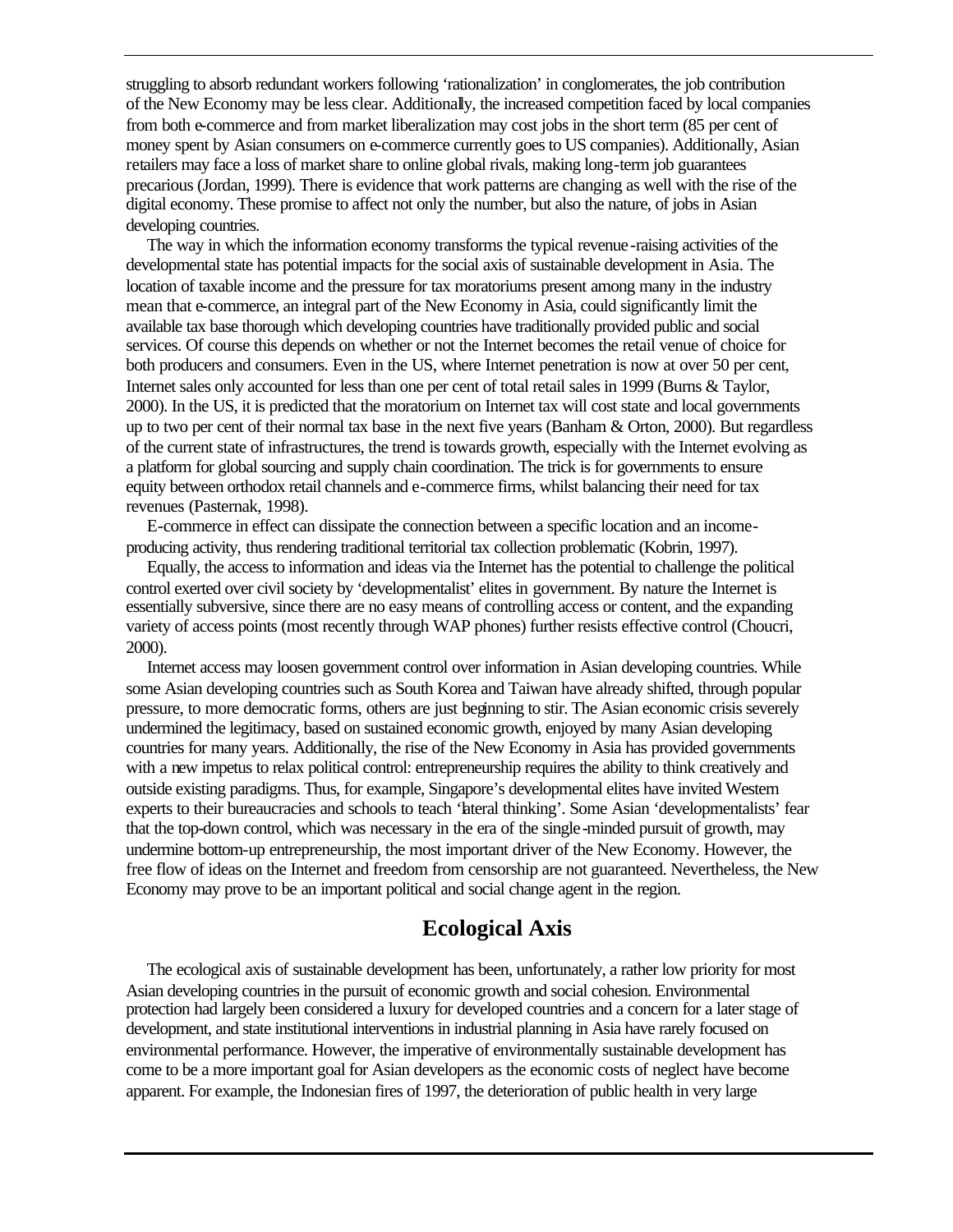struggling to absorb redundant workers following 'rationalization' in conglomerates, the job contribution of the New Economy may be less clear. Additionally, the increased competition faced by local companies from both e-commerce and from market liberalization may cost jobs in the short term (85 per cent of money spent by Asian consumers on e-commerce currently goes to US companies). Additionally, Asian retailers may face a loss of market share to online global rivals, making long-term job guarantees precarious (Jordan, 1999). There is evidence that work patterns are changing as well with the rise of the digital economy. These promise to affect not only the number, but also the nature, of jobs in Asian developing countries.

The way in which the information economy transforms the typical revenue-raising activities of the developmental state has potential impacts for the social axis of sustainable development in Asia. The location of taxable income and the pressure for tax moratoriums present among many in the industry mean that e-commerce, an integral part of the New Economy in Asia, could significantly limit the available tax base thorough which developing countries have traditionally provided public and social services. Of course this depends on whether or not the Internet becomes the retail venue of choice for both producers and consumers. Even in the US, where Internet penetration is now at over 50 per cent, Internet sales only accounted for less than one per cent of total retail sales in 1999 (Burns & Taylor, 2000). In the US, it is predicted that the moratorium on Internet tax will cost state and local governments up to two per cent of their normal tax base in the next five years (Banham & Orton, 2000). But regardless of the current state of infrastructures, the trend is towards growth, especially with the Internet evolving as a platform for global sourcing and supply chain coordination. The trick is for governments to ensure equity between orthodox retail channels and e-commerce firms, whilst balancing their need for tax revenues (Pasternak, 1998).

E-commerce in effect can dissipate the connection between a specific location and an income-producing activity, thus rendering traditional territorial tax collection problematic (Kobrin, 1997).

Equally, the access to information and ideas via the Internet has the potential to challenge the political control exerted over civil society by 'developmentalist' elites in government. By nature the Internet is essentially subversive, since there are no easy means of controlling access or content, and the expanding variety of access points (most recently through WAP phones) further resists effective control (Choucri, 2000).

Internet access may loosen government control over information in Asian developing countries. While some Asian developing countries such as South Korea and Taiwan have already shifted, through popular pressure, to more democratic forms, others are just beginning to stir. The Asian economic crisis severely undermined the legitimacy, based on sustained economic growth, enjoyed by many Asian developing countries for many years. Additionally, the rise of the New Economy in Asia has provided governments with a new impetus to relax political control: entrepreneurship requires the ability to think creatively and outside existing paradigms. Thus, for example, Singapore's developmental elites have invited Western experts to their bureaucracies and schools to teach 'lateral thinking'. Some Asian 'developmentalists' fear that the top-down control, which was necessary in the era of the single-minded pursuit of growth, may undermine bottom-up entrepreneurship, the most important driver of the New Economy. However, the free flow of ideas on the Internet and freedom from censorship are not guaranteed. Nevertheless, the New Economy may prove to be an important political and social change agent in the region.

## Ecological Axis

The ecological axis of sustainable development has been, unfortunately, a rather low priority for most Asian developing countries in the pursuit of economic growth and social cohesion. Environmental protection had largely been considered a luxury for developed countries and a concern for a later stage of development, and state institutional interventions in industrial planning in Asia have rarely focused on environmental performance. However, the imperative of environmentally sustainable development has come to be a more important goal for Asian developers as the economic costs of neglect have become apparent. For example, the Indonesian fires of 1997, the deterioration of public health in very large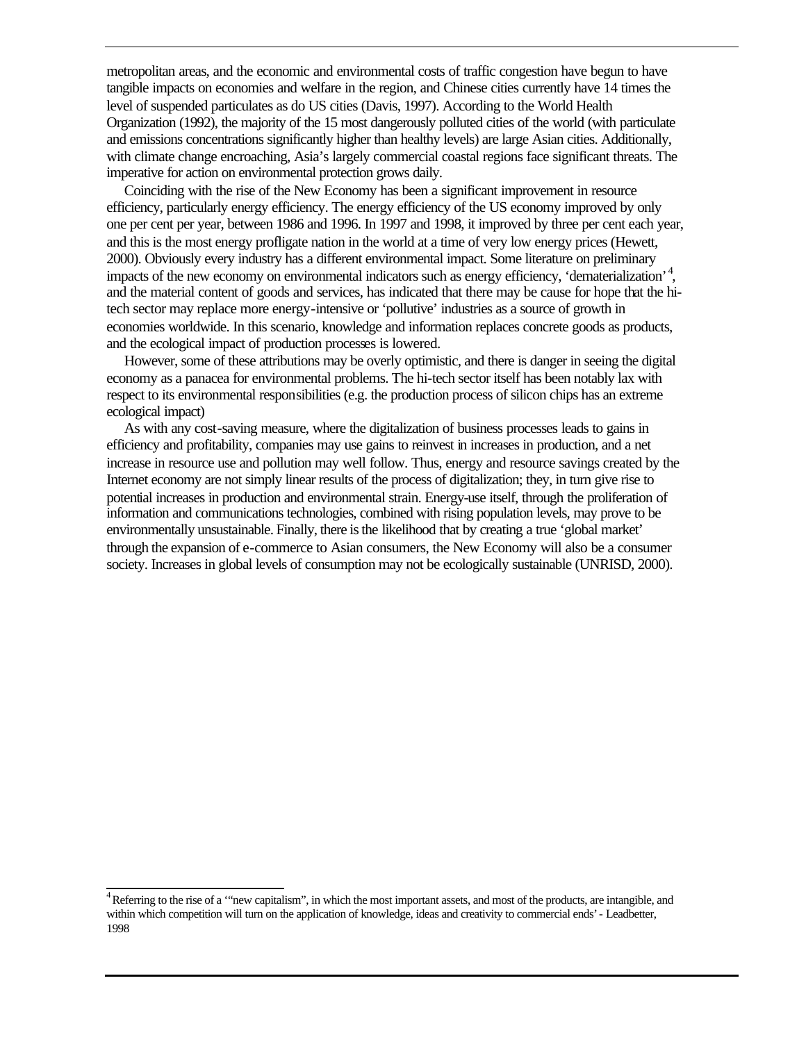metropolitan areas, and the economic and environmental costs of traffic congestion have begun to have tangible impacts on economies and welfare in the region, and Chinese cities currently have 14 times the level of suspended particulates as do US cities (Davis, 1997). According to the World Health Organization (1992), the majority of the 15 most dangerously polluted cities of the world (with particulate and emissions concentrations significantly higher than healthy levels) are large Asian cities. Additionally, with climate change encroaching, Asia's largely commercial coastal regions face significant threats. The imperative for action on environmental protection grows daily.

Coinciding with the rise of the New Economy has been a significant improvement in resource efficiency, particularly energy efficiency. The energy efficiency of the US economy improved by only one per cent per year, between 1986 and 1996. In 1997 and 1998, it improved by three per cent each year, and this is the most energy profligate nation in the world at a time of very low energy prices (Hewett, 2000). Obviously every industry has a different environmental impact. Some literature on preliminary impacts of the new economy on environmental indicators such as energy efficiency, 'dematerialization'[4], and the material content of goods and services, has indicated that there may be cause for hope that the hi-tech sector may replace more energy-intensive or 'pollutive' industries as a source of growth in economies worldwide. In this scenario, knowledge and information replaces concrete goods as products, and the ecological impact of production processes is lowered.

However, some of these attributions may be overly optimistic, and there is danger in seeing the digital economy as a panacea for environmental problems. The hi-tech sector itself has been notably lax with respect to its environmental responsibilities (e.g. the production process of silicon chips has an extreme ecological impact)

As with any cost-saving measure, where the digitalization of business processes leads to gains in efficiency and profitability, companies may use gains to reinvest in increases in production, and a net increase in resource use and pollution may well follow. Thus, energy and resource savings created by the Internet economy are not simply linear results of the process of digitalization; they, in turn give rise to potential increases in production and environmental strain. Energy-use itself, through the proliferation of information and communications technologies, combined with rising population levels, may prove to be environmentally unsustainable. Finally, there is the likelihood that by creating a true 'global market' through the expansion of e-commerce to Asian consumers, the New Economy will also be a consumer society. Increases in global levels of consumption may not be ecologically sustainable (UNRISD, 2000).

---

[4] Referring to the rise of a '"new capitalism", in which the most important assets, and most of the products, are intangible, and within which competition will turn on the application of knowledge, ideas and creativity to commercial ends' - Leadbetter, 1998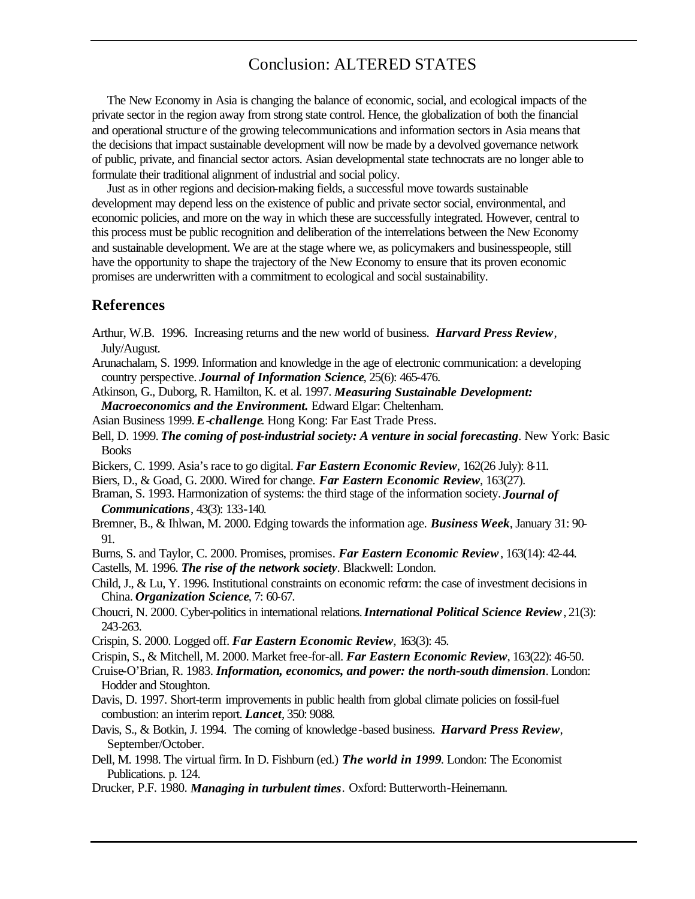## Conclusion: ALTERED STATES

The New Economy in Asia is changing the balance of economic, social, and ecological impacts of the private sector in the region away from strong state control. Hence, the globalization of both the financial and operational structure of the growing telecommunications and information sectors in Asia means that the decisions that impact sustainable development will now be made by a devolved governance network of public, private, and financial sector actors. Asian developmental state technocrats are no longer able to formulate their traditional alignment of industrial and social policy.

Just as in other regions and decision-making fields, a successful move towards sustainable development may depend less on the existence of public and private sector social, environmental, and economic policies, and more on the way in which these are successfully integrated. However, central to this process must be public recognition and deliberation of the interrelations between the New Economy and sustainable development. We are at the stage where we, as policymakers and businesspeople, still have the opportunity to shape the trajectory of the New Economy to ensure that its proven economic promises are underwritten with a commitment to ecological and social sustainability.

## References

Arthur, W.B. 1996. Increasing returns and the new world of business. ***Harvard Press Review***, July/August.

Arunachalam, S. 1999. Information and knowledge in the age of electronic communication: a developing country perspective. ***Journal of Information Science***, 25(6): 465-476.

Atkinson, G., Duborg, R. Hamilton, K. et al. 1997. ***Measuring Sustainable Development: Macroeconomics and the Environment.*** Edward Elgar: Cheltenham.

Asian Business 1999. ***E-challenge***. Hong Kong: Far East Trade Press.

Bell, D. 1999. ***The coming of post-industrial society: A venture in social forecasting***. New York: Basic Books

Bickers, C. 1999. Asia's race to go digital. ***Far Eastern Economic Review***, 162(26 July): 8-11.

Biers, D., & Goad, G. 2000. Wired for change. ***Far Eastern Economic Review***, 163(27).

Braman, S. 1993. Harmonization of systems: the third stage of the information society. ***Journal of Communications***, 43(3): 133-140.

Bremner, B., & Ihlwan, M. 2000. Edging towards the information age. ***Business Week***, January 31: 90-91.

Burns, S. and Taylor, C. 2000. Promises, promises. ***Far Eastern Economic Review***, 163(14): 42-44.

Castells, M. 1996. ***The rise of the network society***. Blackwell: London.

Child, J., & Lu, Y. 1996. Institutional constraints on economic reform: the case of investment decisions in China. ***Organization Science***, 7: 60-67.

Choucri, N. 2000. Cyber-politics in international relations. ***International Political Science Review***, 21(3): 243-263.

Crispin, S. 2000. Logged off. ***Far Eastern Economic Review***, 163(3): 45.

Crispin, S., & Mitchell, M. 2000. Market free-for-all. ***Far Eastern Economic Review***, 163(22): 46-50.

Cruise-O'Brian, R. 1983. ***Information, economics, and power: the north-south dimension***. London: Hodder and Stoughton.

Davis, D. 1997. Short-term improvements in public health from global climate policies on fossil-fuel combustion: an interim report. ***Lancet***, 350: 9088.

Davis, S., & Botkin, J. 1994. The coming of knowledge-based business. ***Harvard Press Review***, September/October.

Dell, M. 1998. The virtual firm. In D. Fishburn (ed.) ***The world in 1999***. London: The Economist Publications. p. 124.

Drucker, P.F. 1980. ***Managing in turbulent times***. Oxford: Butterworth-Heinemann.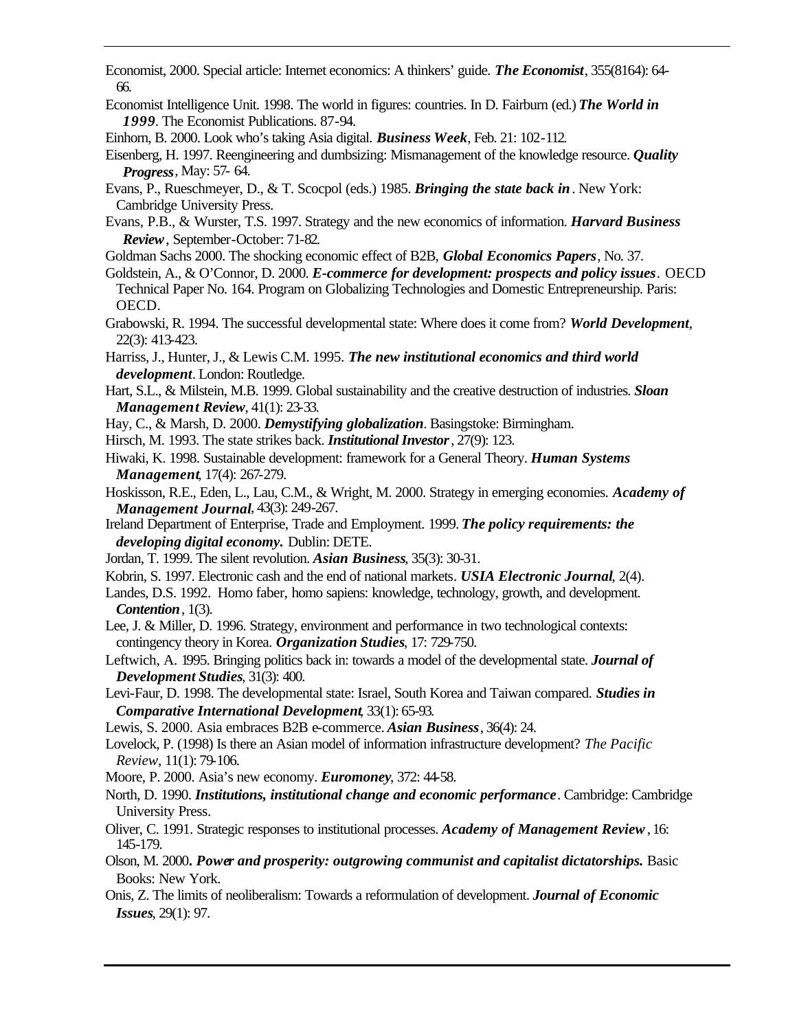Economist, 2000. Special article: Internet economics: A thinkers' guide. ***The Economist***, 355(8164): 64-66.

Economist Intelligence Unit. 1998. The world in figures: countries. In D. Fairburn (ed.) ***The World in 1999***. The Economist Publications. 87-94.

Einhorn, B. 2000. Look who's taking Asia digital. ***Business Week***, Feb. 21: 102-112.

Eisenberg, H. 1997. Reengineering and dumbsizing: Mismanagement of the knowledge resource. ***Quality Progress***, May: 57- 64.

Evans, P., Rueschmeyer, D., & T. Scocpol (eds.) 1985. ***Bringing the state back in***. New York: Cambridge University Press.

Evans, P.B., & Wurster, T.S. 1997. Strategy and the new economics of information. ***Harvard Business Review***, September-October: 71-82.

Goldman Sachs 2000. The shocking economic effect of B2B, ***Global Economics Papers***, No. 37.

Goldstein, A., & O'Connor, D. 2000. ***E-commerce for development: prospects and policy issues***. OECD Technical Paper No. 164. Program on Globalizing Technologies and Domestic Entrepreneurship. Paris: OECD.

Grabowski, R. 1994. The successful developmental state: Where does it come from? ***World Development***, 22(3): 413-423.

Harriss, J., Hunter, J., & Lewis C.M. 1995. ***The new institutional economics and third world development***. London: Routledge.

Hart, S.L., & Milstein, M.B. 1999. Global sustainability and the creative destruction of industries. ***Sloan Management Review***, 41(1): 23-33.

Hay, C., & Marsh, D. 2000. ***Demystifying globalization***. Basingstoke: Birmingham.

Hirsch, M. 1993. The state strikes back. ***Institutional Investor***, 27(9): 123.

Hiwaki, K. 1998. Sustainable development: framework for a General Theory. ***Human Systems Management***, 17(4): 267-279.

Hoskisson, R.E., Eden, L., Lau, C.M., & Wright, M. 2000. Strategy in emerging economies. ***Academy of Management Journal***, 43(3): 249-267.

Ireland Department of Enterprise, Trade and Employment. 1999. ***The policy requirements: the developing digital economy.*** Dublin: DETE.

Jordan, T. 1999. The silent revolution. ***Asian Business***, 35(3): 30-31.

Kobrin, S. 1997. Electronic cash and the end of national markets. ***USIA Electronic Journal***, 2(4).

Landes, D.S. 1992. Homo faber, homo sapiens: knowledge, technology, growth, and development. ***Contention***, 1(3).

Lee, J. & Miller, D. 1996. Strategy, environment and performance in two technological contexts: contingency theory in Korea. ***Organization Studies***, 17: 729-750.

Leftwich, A. 1995. Bringing politics back in: towards a model of the developmental state. ***Journal of Development Studies***, 31(3): 400.

Levi-Faur, D. 1998. The developmental state: Israel, South Korea and Taiwan compared. ***Studies in Comparative International Development***, 33(1): 65-93.

Lewis, S. 2000. Asia embraces B2B e-commerce. ***Asian Business***, 36(4): 24.

Lovelock, P. (1998) Is there an Asian model of information infrastructure development? *The Pacific Review*, 11(1): 79-106.

Moore, P. 2000. Asia's new economy. ***Euromoney***, 372: 44-58.

North, D. 1990. ***Institutions, institutional change and economic performance***. Cambridge: Cambridge University Press.

Oliver, C. 1991. Strategic responses to institutional processes. ***Academy of Management Review***, 16: 145-179.

Olson, M. 2000***. Power and prosperity: outgrowing communist and capitalist dictatorships.*** Basic Books: New York.

Onis, Z. The limits of neoliberalism: Towards a reformulation of development. ***Journal of Economic Issues***, 29(1): 97.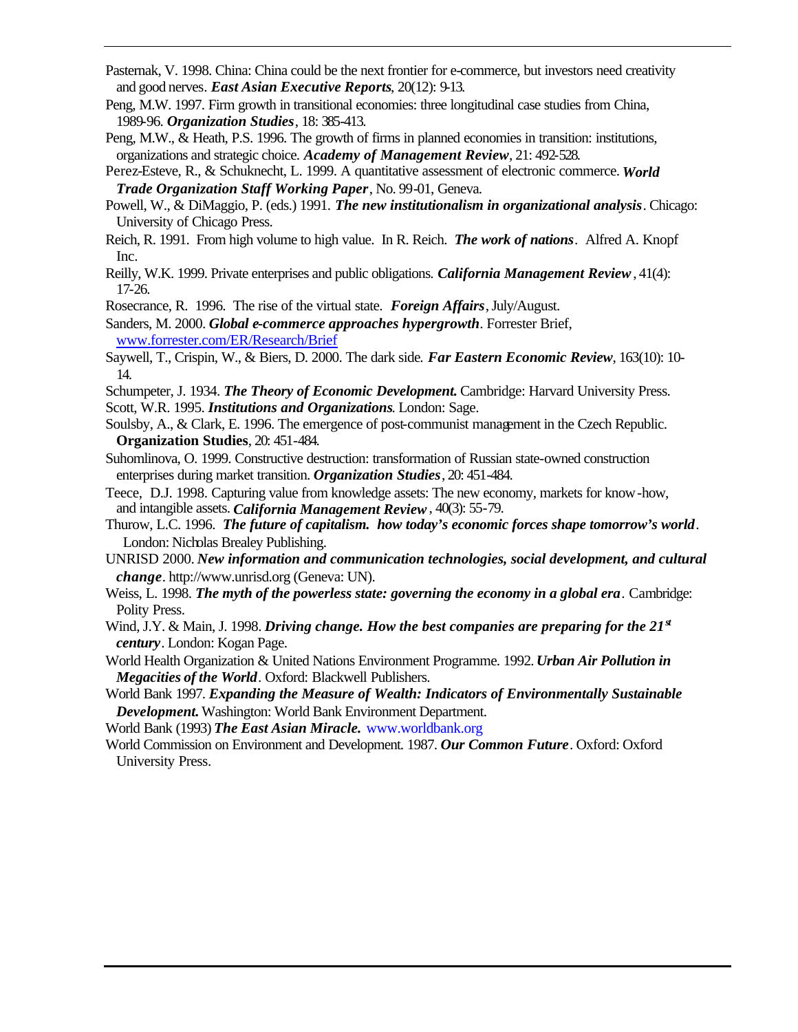Pasternak, V. 1998. China: China could be the next frontier for e-commerce, but investors need creativity and good nerves. ***East Asian Executive Reports***, 20(12): 9-13.

Peng, M.W. 1997. Firm growth in transitional economies: three longitudinal case studies from China, 1989-96. ***Organization Studies***, 18: 385-413.

Peng, M.W., & Heath, P.S. 1996. The growth of firms in planned economies in transition: institutions, organizations and strategic choice. ***Academy of Management Review***, 21: 492-528.

Perez-Esteve, R., & Schuknecht, L. 1999. A quantitative assessment of electronic commerce. ***World Trade Organization Staff Working Paper***, No. 99-01, Geneva.

Powell, W., & DiMaggio, P. (eds.) 1991. ***The new institutionalism in organizational analysis***. Chicago: University of Chicago Press.

Reich, R. 1991. From high volume to high value. In R. Reich. ***The work of nations***. Alfred A. Knopf Inc.

Reilly, W.K. 1999. Private enterprises and public obligations. ***California Management Review***, 41(4): 17-26.

Rosecrance, R. 1996. The rise of the virtual state. ***Foreign Affairs***, July/August.

Sanders, M. 2000. ***Global e-commerce approaches hypergrowth***. Forrester Brief, www.forrester.com/ER/Research/Brief

Saywell, T., Crispin, W., & Biers, D. 2000. The dark side. ***Far Eastern Economic Review***, 163(10): 10-14.

Schumpeter, J. 1934. ***The Theory of Economic Development.*** Cambridge: Harvard University Press.

Scott, W.R. 1995. ***Institutions and Organizations***. London: Sage.

Soulsby, A., & Clark, E. 1996. The emergence of post-communist management in the Czech Republic. **Organization Studies**, 20: 451-484.

Suhomlinova, O. 1999. Constructive destruction: transformation of Russian state-owned construction enterprises during market transition. ***Organization Studies***, 20: 451-484.

Teece, D.J. 1998. Capturing value from knowledge assets: The new economy, markets for know-how, and intangible assets. ***California Management Review***, 40(3): 55-79.

Thurow, L.C. 1996. ***The future of capitalism. how today's economic forces shape tomorrow's world***. London: Nicholas Brealey Publishing.

UNRISD 2000. ***New information and communication technologies, social development, and cultural change***. http://www.unrisd.org (Geneva: UN).

Weiss, L. 1998. ***The myth of the powerless state: governing the economy in a global era***. Cambridge: Polity Press.

Wind, J.Y. & Main, J. 1998. ***Driving change. How the best companies are preparing for the 21st century***. London: Kogan Page.

World Health Organization & United Nations Environment Programme. 1992. ***Urban Air Pollution in Megacities of the World***. Oxford: Blackwell Publishers.

World Bank 1997. ***Expanding the Measure of Wealth: Indicators of Environmentally Sustainable Development.*** Washington: World Bank Environment Department.

World Bank (1993) ***The East Asian Miracle.*** www.worldbank.org

World Commission on Environment and Development. 1987. ***Our Common Future***. Oxford: Oxford University Press.